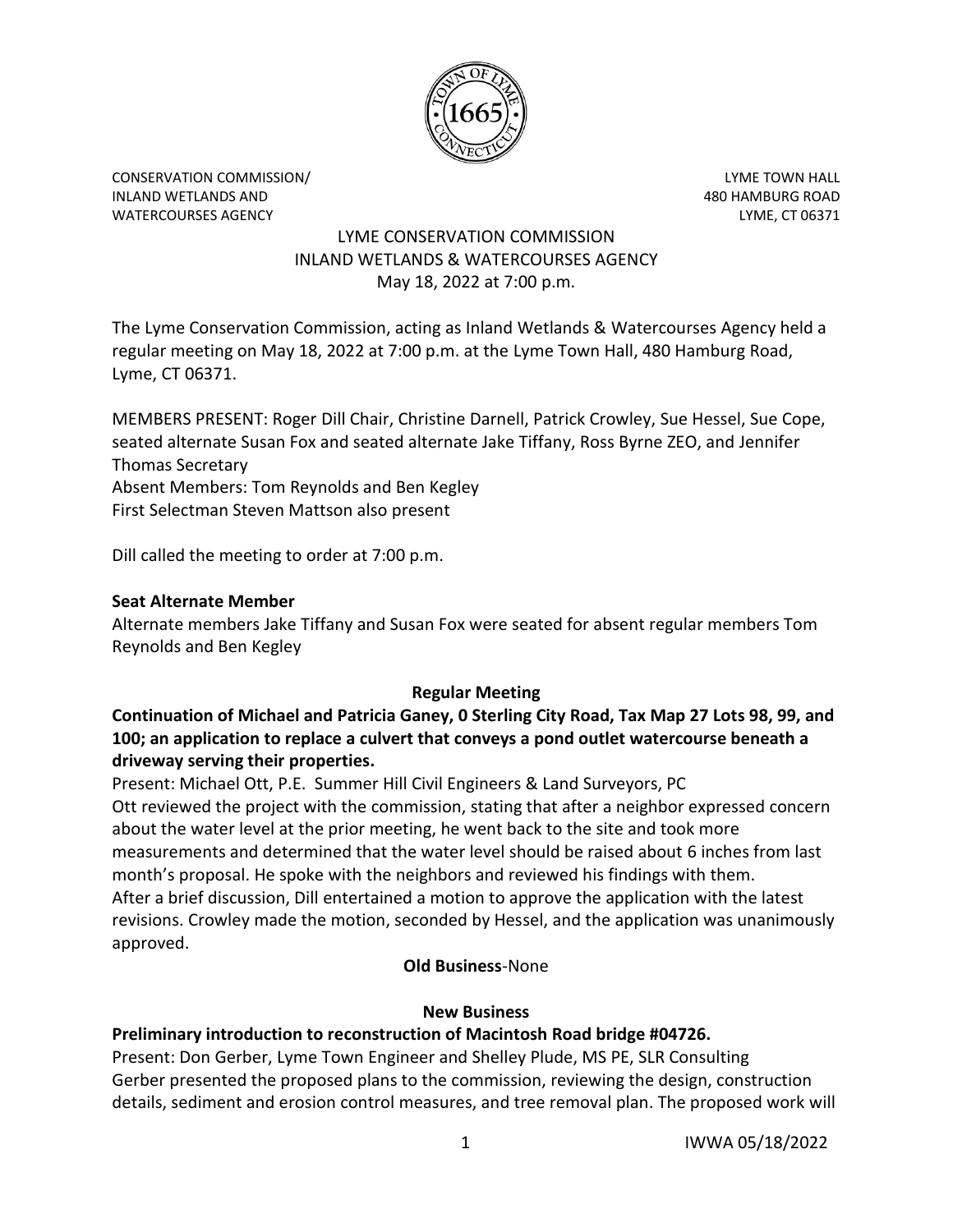CONSERVATION COMMISSION/
INLAND WETLANDS AND
WATERCOURSES AGENCY

LYME TOWN HALL
480 HAMBURG ROAD
LYME, CT 06371

# LYME CONSERVATION COMMISSION
# INLAND WETLANDS & WATERCOURSES AGENCY
## May 18, 2022 at 7:00 p.m.

The Lyme Conservation Commission, acting as Inland Wetlands & Watercourses Agency held a regular meeting on May 18, 2022 at 7:00 p.m. at the Lyme Town Hall, 480 Hamburg Road, Lyme, CT 06371.

MEMBERS PRESENT: Roger Dill Chair, Christine Darnell, Patrick Crowley, Sue Hessel, Sue Cope, seated alternate Susan Fox and seated alternate Jake Tiffany, Ross Byrne ZEO, and Jennifer Thomas Secretary
Absent Members: Tom Reynolds and Ben Kegley
First Selectman Steven Mattson also present

Dill called the meeting to order at 7:00 p.m.

**Seat Alternate Member**
Alternate members Jake Tiffany and Susan Fox were seated for absent regular members Tom Reynolds and Ben Kegley

**Regular Meeting**

**Continuation of Michael and Patricia Ganey, 0 Sterling City Road, Tax Map 27 Lots 98, 99, and 100; an application to replace a culvert that conveys a pond outlet watercourse beneath a driveway serving their properties.**
Present: Michael Ott, P.E. Summer Hill Civil Engineers & Land Surveyors, PC
Ott reviewed the project with the commission, stating that after a neighbor expressed concern about the water level at the prior meeting, he went back to the site and took more measurements and determined that the water level should be raised about 6 inches from last month's proposal. He spoke with the neighbors and reviewed his findings with them.
After a brief discussion, Dill entertained a motion to approve the application with the latest revisions. Crowley made the motion, seconded by Hessel, and the application was unanimously approved.

**Old Business**-None

**New Business**

**Preliminary introduction to reconstruction of Macintosh Road bridge #04726.**
Present: Don Gerber, Lyme Town Engineer and Shelley Plude, MS PE, SLR Consulting
Gerber presented the proposed plans to the commission, reviewing the design, construction details, sediment and erosion control measures, and tree removal plan. The proposed work will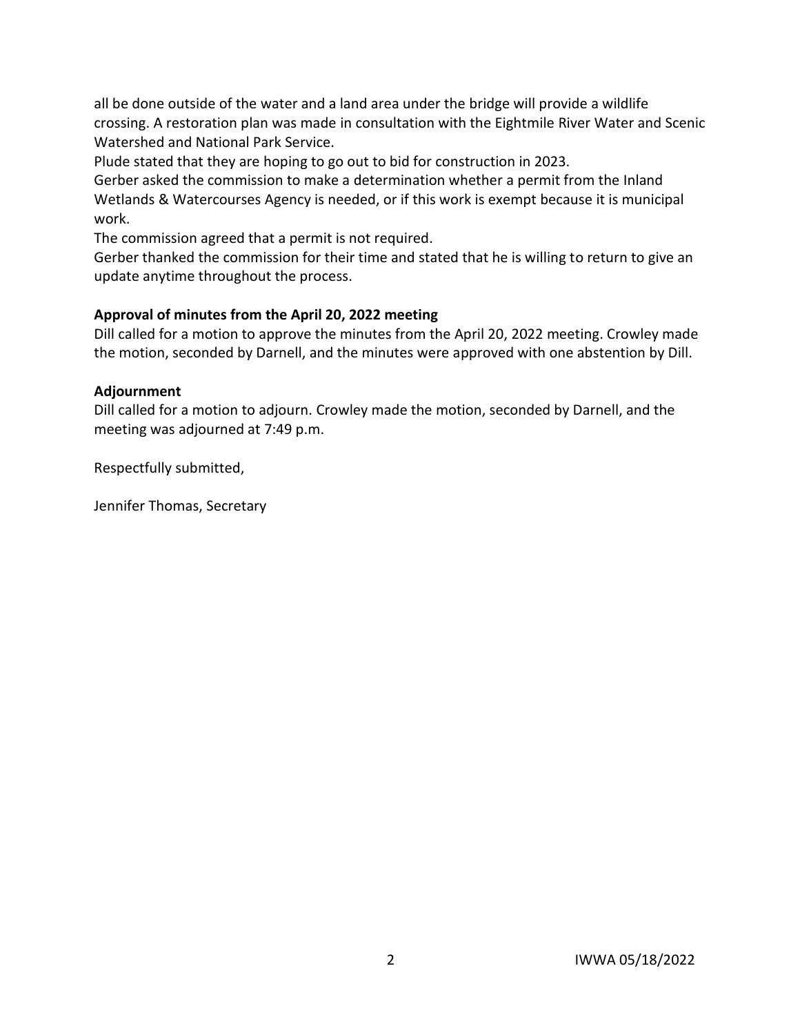all be done outside of the water and a land area under the bridge will provide a wildlife crossing. A restoration plan was made in consultation with the Eightmile River Water and Scenic Watershed and National Park Service.

Plude stated that they are hoping to go out to bid for construction in 2023.

Gerber asked the commission to make a determination whether a permit from the Inland Wetlands & Watercourses Agency is needed, or if this work is exempt because it is municipal work.

The commission agreed that a permit is not required.

Gerber thanked the commission for their time and stated that he is willing to return to give an update anytime throughout the process.

**Approval of minutes from the April 20, 2022 meeting**

Dill called for a motion to approve the minutes from the April 20, 2022 meeting. Crowley made the motion, seconded by Darnell, and the minutes were approved with one abstention by Dill.

**Adjournment**

Dill called for a motion to adjourn. Crowley made the motion, seconded by Darnell, and the meeting was adjourned at 7:49 p.m.

Respectfully submitted,

Jennifer Thomas, Secretary